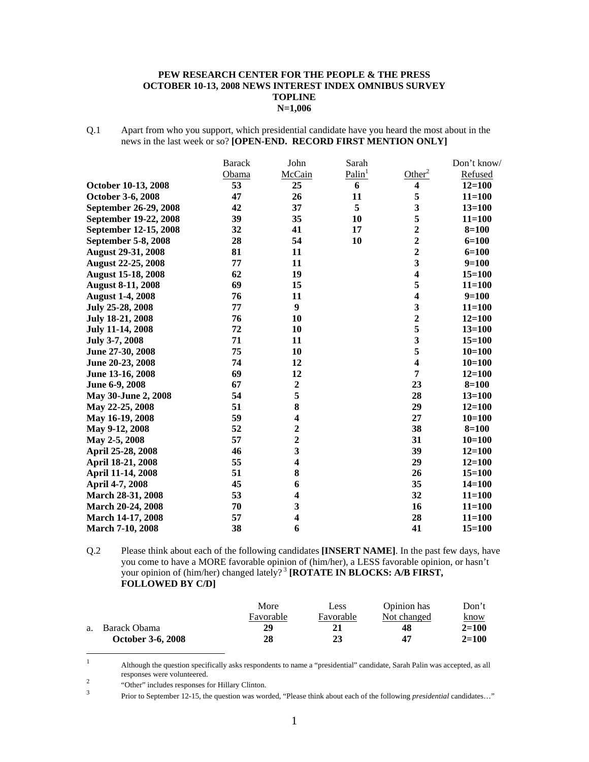**PEW RESEARCH CENTER FOR THE PEOPLE & THE PRESS**
**OCTOBER 10-13, 2008 NEWS INTEREST INDEX OMNIBUS SURVEY**
**TOPLINE**
**N=1,006**

Q.1 Apart from who you support, which presidential candidate have you heard the most about in the news in the last week or so? **[OPEN-END. RECORD FIRST MENTION ONLY]**

| | Barack Obama | John McCain | Sarah Palin[1] | Other[2] | Don't know/ Refused |
|---|---|---|---|---|---|
| **October 10-13, 2008** | **53** | **25** | **6** | **4** | **12=100** |
| **October 3-6, 2008** | **47** | **26** | **11** | **5** | **11=100** |
| **September 26-29, 2008** | **42** | **37** | **5** | **3** | **13=100** |
| **September 19-22, 2008** | **39** | **35** | **10** | **5** | **11=100** |
| **September 12-15, 2008** | **32** | **41** | **17** | **2** | **8=100** |
| **September 5-8, 2008** | **28** | **54** | **10** | **2** | **6=100** |
| **August 29-31, 2008** | **81** | **11** | | **2** | **6=100** |
| **August 22-25, 2008** | **77** | **11** | | **3** | **9=100** |
| **August 15-18, 2008** | **62** | **19** | | **4** | **15=100** |
| **August 8-11, 2008** | **69** | **15** | | **5** | **11=100** |
| **August 1-4, 2008** | **76** | **11** | | **4** | **9=100** |
| **July 25-28, 2008** | **77** | **9** | | **3** | **11=100** |
| **July 18-21, 2008** | **76** | **10** | | **2** | **12=100** |
| **July 11-14, 2008** | **72** | **10** | | **5** | **13=100** |
| **July 3-7, 2008** | **71** | **11** | | **3** | **15=100** |
| **June 27-30, 2008** | **75** | **10** | | **5** | **10=100** |
| **June 20-23, 2008** | **74** | **12** | | **4** | **10=100** |
| **June 13-16, 2008** | **69** | **12** | | **7** | **12=100** |
| **June 6-9, 2008** | **67** | **2** | | **23** | **8=100** |
| **May 30-June 2, 2008** | **54** | **5** | | **28** | **13=100** |
| **May 22-25, 2008** | **51** | **8** | | **29** | **12=100** |
| **May 16-19, 2008** | **59** | **4** | | **27** | **10=100** |
| **May 9-12, 2008** | **52** | **2** | | **38** | **8=100** |
| **May 2-5, 2008** | **57** | **2** | | **31** | **10=100** |
| **April 25-28, 2008** | **46** | **3** | | **39** | **12=100** |
| **April 18-21, 2008** | **55** | **4** | | **29** | **12=100** |
| **April 11-14, 2008** | **51** | **8** | | **26** | **15=100** |
| **April 4-7, 2008** | **45** | **6** | | **35** | **14=100** |
| **March 28-31, 2008** | **53** | **4** | | **32** | **11=100** |
| **March 20-24, 2008** | **70** | **3** | | **16** | **11=100** |
| **March 14-17, 2008** | **57** | **4** | | **28** | **11=100** |
| **March 7-10, 2008** | **38** | **6** | | **41** | **15=100** |

Q.2 Please think about each of the following candidates **[INSERT NAME]**. In the past few days, have you come to have a MORE favorable opinion of (him/her), a LESS favorable opinion, or hasn't your opinion of (him/her) changed lately?[3] **[ROTATE IN BLOCKS: A/B FIRST, FOLLOWED BY C/D]**

| | More Favorable | Less Favorable | Opinion has Not changed | Don't know |
|---|---|---|---|---|
| a. Barack Obama | **29** | **21** | **48** | **2=100** |
| **October 3-6, 2008** | **28** | **23** | **47** | **2=100** |

1 Although the question specifically asks respondents to name a "presidential" candidate, Sarah Palin was accepted, as all responses were volunteered.

2 "Other" includes responses for Hillary Clinton.

3 Prior to September 12-15, the question was worded, "Please think about each of the following *presidential* candidates…"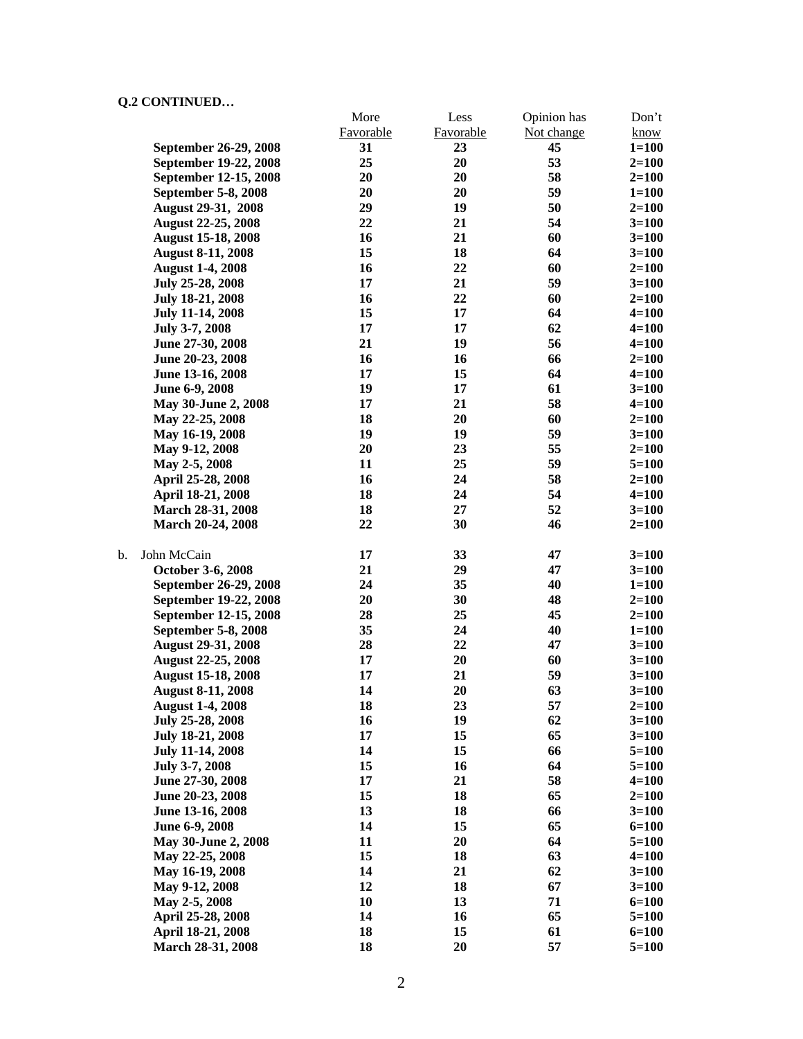**Q.2 CONTINUED…**

| | More Favorable | Less Favorable | Opinion has Not change | Don't know |
|---|---|---|---|---|
| **September 26-29, 2008** | **31** | **23** | **45** | **1=100** |
| **September 19-22, 2008** | **25** | **20** | **53** | **2=100** |
| **September 12-15, 2008** | **20** | **20** | **58** | **2=100** |
| **September 5-8, 2008** | **20** | **20** | **59** | **1=100** |
| **August 29-31, 2008** | **29** | **19** | **50** | **2=100** |
| **August 22-25, 2008** | **22** | **21** | **54** | **3=100** |
| **August 15-18, 2008** | **16** | **21** | **60** | **3=100** |
| **August 8-11, 2008** | **15** | **18** | **64** | **3=100** |
| **August 1-4, 2008** | **16** | **22** | **60** | **2=100** |
| **July 25-28, 2008** | **17** | **21** | **59** | **3=100** |
| **July 18-21, 2008** | **16** | **22** | **60** | **2=100** |
| **July 11-14, 2008** | **15** | **17** | **64** | **4=100** |
| **July 3-7, 2008** | **17** | **17** | **62** | **4=100** |
| **June 27-30, 2008** | **21** | **19** | **56** | **4=100** |
| **June 20-23, 2008** | **16** | **16** | **66** | **2=100** |
| **June 13-16, 2008** | **17** | **15** | **64** | **4=100** |
| **June 6-9, 2008** | **19** | **17** | **61** | **3=100** |
| **May 30-June 2, 2008** | **17** | **21** | **58** | **4=100** |
| **May 22-25, 2008** | **18** | **20** | **60** | **2=100** |
| **May 16-19, 2008** | **19** | **19** | **59** | **3=100** |
| **May 9-12, 2008** | **20** | **23** | **55** | **2=100** |
| **May 2-5, 2008** | **11** | **25** | **59** | **5=100** |
| **April 25-28, 2008** | **16** | **24** | **58** | **2=100** |
| **April 18-21, 2008** | **18** | **24** | **54** | **4=100** |
| **March 28-31, 2008** | **18** | **27** | **52** | **3=100** |
| **March 20-24, 2008** | **22** | **30** | **46** | **2=100** |
| | | | | |
| b. John McCain | **17** | **33** | **47** | **3=100** |
| **October 3-6, 2008** | **21** | **29** | **47** | **3=100** |
| **September 26-29, 2008** | **24** | **35** | **40** | **1=100** |
| **September 19-22, 2008** | **20** | **30** | **48** | **2=100** |
| **September 12-15, 2008** | **28** | **25** | **45** | **2=100** |
| **September 5-8, 2008** | **35** | **24** | **40** | **1=100** |
| **August 29-31, 2008** | **28** | **22** | **47** | **3=100** |
| **August 22-25, 2008** | **17** | **20** | **60** | **3=100** |
| **August 15-18, 2008** | **17** | **21** | **59** | **3=100** |
| **August 8-11, 2008** | **14** | **20** | **63** | **3=100** |
| **August 1-4, 2008** | **18** | **23** | **57** | **2=100** |
| **July 25-28, 2008** | **16** | **19** | **62** | **3=100** |
| **July 18-21, 2008** | **17** | **15** | **65** | **3=100** |
| **July 11-14, 2008** | **14** | **15** | **66** | **5=100** |
| **July 3-7, 2008** | **15** | **16** | **64** | **5=100** |
| **June 27-30, 2008** | **17** | **21** | **58** | **4=100** |
| **June 20-23, 2008** | **15** | **18** | **65** | **2=100** |
| **June 13-16, 2008** | **13** | **18** | **66** | **3=100** |
| **June 6-9, 2008** | **14** | **15** | **65** | **6=100** |
| **May 30-June 2, 2008** | **11** | **20** | **64** | **5=100** |
| **May 22-25, 2008** | **15** | **18** | **63** | **4=100** |
| **May 16-19, 2008** | **14** | **21** | **62** | **3=100** |
| **May 9-12, 2008** | **12** | **18** | **67** | **3=100** |
| **May 2-5, 2008** | **10** | **13** | **71** | **6=100** |
| **April 25-28, 2008** | **14** | **16** | **65** | **5=100** |
| **April 18-21, 2008** | **18** | **15** | **61** | **6=100** |
| **March 28-31, 2008** | **18** | **20** | **57** | **5=100** |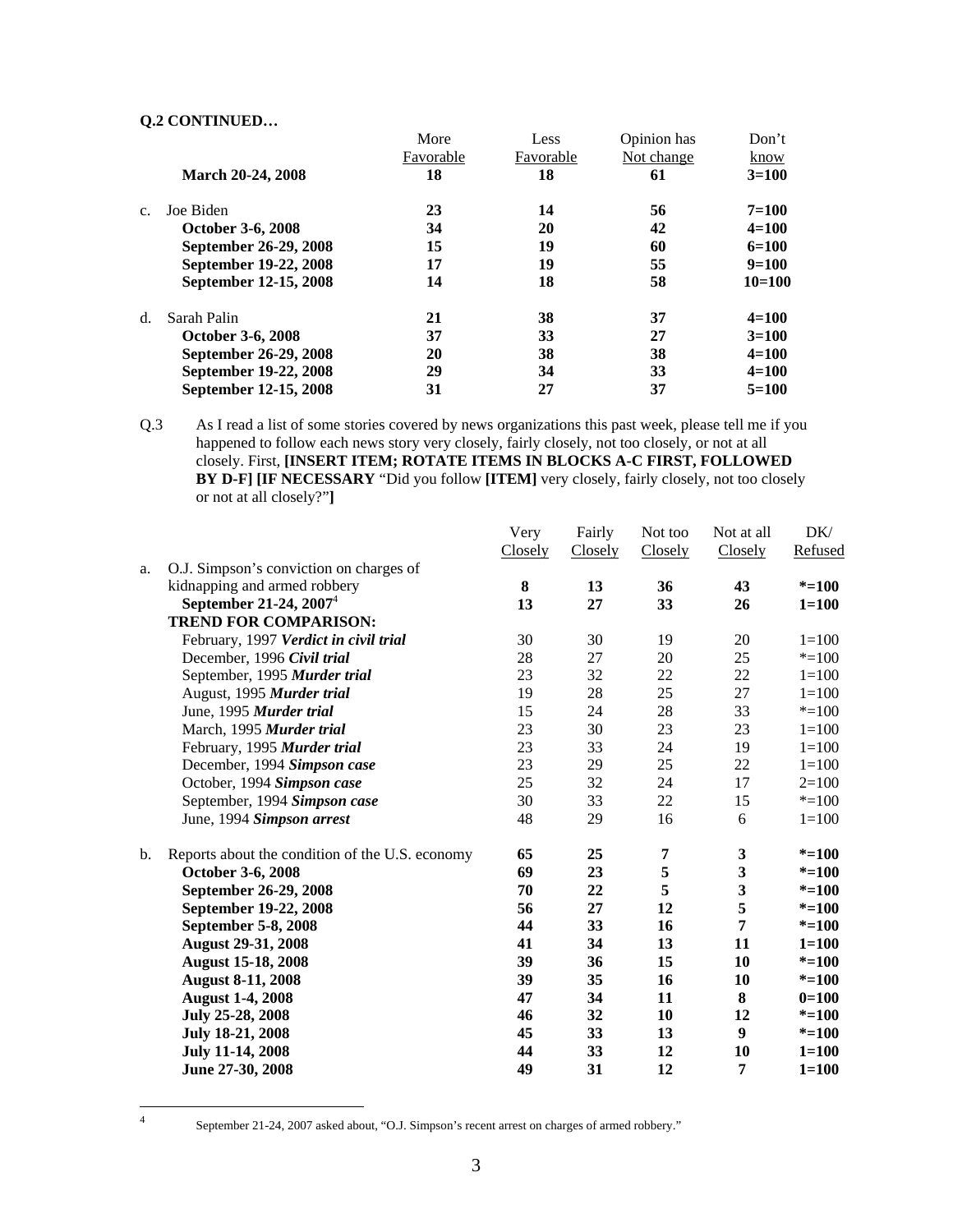**Q.2 CONTINUED…**

| | More Favorable | Less Favorable | Opinion has Not change | Don't know |
|---|---|---|---|---|
| **March 20-24, 2008** | **18** | **18** | **61** | **3=100** |
| c. Joe Biden | **23** | **14** | **56** | **7=100** |
| **October 3-6, 2008** | **34** | **20** | **42** | **4=100** |
| **September 26-29, 2008** | **15** | **19** | **60** | **6=100** |
| **September 19-22, 2008** | **17** | **19** | **55** | **9=100** |
| **September 12-15, 2008** | **14** | **18** | **58** | **10=100** |
| d. Sarah Palin | **21** | **38** | **37** | **4=100** |
| **October 3-6, 2008** | **37** | **33** | **27** | **3=100** |
| **September 26-29, 2008** | **20** | **38** | **38** | **4=100** |
| **September 19-22, 2008** | **29** | **34** | **33** | **4=100** |
| **September 12-15, 2008** | **31** | **27** | **37** | **5=100** |

Q.3 As I read a list of some stories covered by news organizations this past week, please tell me if you happened to follow each news story very closely, fairly closely, not too closely, or not at all closely. First, **[INSERT ITEM; ROTATE ITEMS IN BLOCKS A-C FIRST, FOLLOWED BY D-F] [IF NECESSARY** "Did you follow **[ITEM]** very closely, fairly closely, not too closely or not at all closely?"**]**

| | Very Closely | Fairly Closely | Not too Closely | Not at all Closely | DK/ Refused |
|---|---|---|---|---|---|
| a. O.J. Simpson's conviction on charges of kidnapping and armed robbery | **8** | **13** | **36** | **43** | ***=100** |
| **September 21-24, 2007**[4] | **13** | **27** | **33** | **26** | **1=100** |
| **TREND FOR COMPARISON:** | | | | | |
| February, 1997 ***Verdict in civil trial*** | 30 | 30 | 19 | 20 | 1=100 |
| December, 1996 ***Civil trial*** | 28 | 27 | 20 | 25 | *=100 |
| September, 1995 ***Murder trial*** | 23 | 32 | 22 | 22 | 1=100 |
| August, 1995 ***Murder trial*** | 19 | 28 | 25 | 27 | 1=100 |
| June, 1995 ***Murder trial*** | 15 | 24 | 28 | 33 | *=100 |
| March, 1995 ***Murder trial*** | 23 | 30 | 23 | 23 | 1=100 |
| February, 1995 ***Murder trial*** | 23 | 33 | 24 | 19 | 1=100 |
| December, 1994 ***Simpson case*** | 23 | 29 | 25 | 22 | 1=100 |
| October, 1994 ***Simpson case*** | 25 | 32 | 24 | 17 | 2=100 |
| September, 1994 ***Simpson case*** | 30 | 33 | 22 | 15 | *=100 |
| June, 1994 ***Simpson arrest*** | 48 | 29 | 16 | 6 | 1=100 |
| b. Reports about the condition of the U.S. economy | **65** | **25** | **7** | **3** | ***=100** |
| **October 3-6, 2008** | **69** | **23** | **5** | **3** | ***=100** |
| **September 26-29, 2008** | **70** | **22** | **5** | **3** | ***=100** |
| **September 19-22, 2008** | **56** | **27** | **12** | **5** | ***=100** |
| **September 5-8, 2008** | **44** | **33** | **16** | **7** | ***=100** |
| **August 29-31, 2008** | **41** | **34** | **13** | **11** | **1=100** |
| **August 15-18, 2008** | **39** | **36** | **15** | **10** | ***=100** |
| **August 8-11, 2008** | **39** | **35** | **16** | **10** | ***=100** |
| **August 1-4, 2008** | **47** | **34** | **11** | **8** | **0=100** |
| **July 25-28, 2008** | **46** | **32** | **10** | **12** | ***=100** |
| **July 18-21, 2008** | **45** | **33** | **13** | **9** | ***=100** |
| **July 11-14, 2008** | **44** | **33** | **12** | **10** | **1=100** |
| **June 27-30, 2008** | **49** | **31** | **12** | **7** | **1=100** |

[4] September 21-24, 2007 asked about, "O.J. Simpson's recent arrest on charges of armed robbery."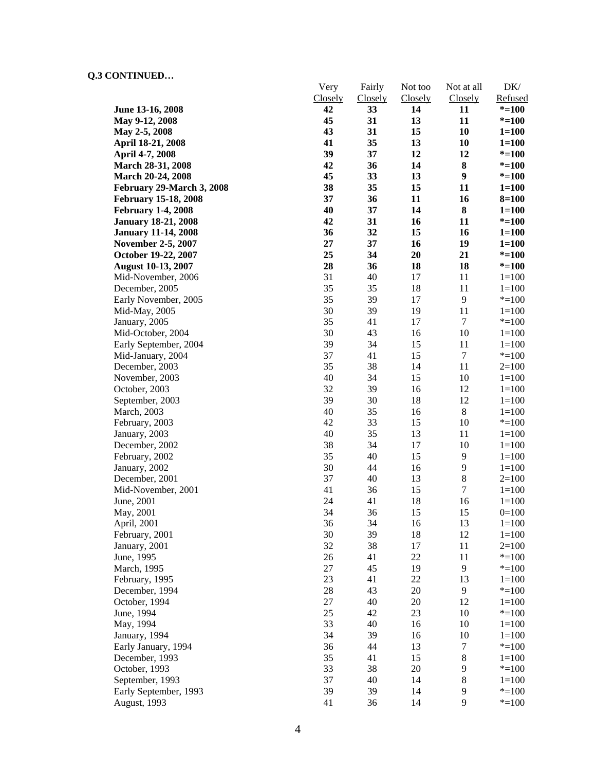**Q.3 CONTINUED…**

| | Very Closely | Fairly Closely | Not too Closely | Not at all Closely | DK/ Refused |
|---|---|---|---|---|---|
| **June 13-16, 2008** | **42** | **33** | **14** | **11** | **\*=100** |
| **May 9-12, 2008** | **45** | **31** | **13** | **11** | **\*=100** |
| **May 2-5, 2008** | **43** | **31** | **15** | **10** | **1=100** |
| **April 18-21, 2008** | **41** | **35** | **13** | **10** | **1=100** |
| **April 4-7, 2008** | **39** | **37** | **12** | **12** | **\*=100** |
| **March 28-31, 2008** | **42** | **36** | **14** | **8** | **\*=100** |
| **March 20-24, 2008** | **45** | **33** | **13** | **9** | **\*=100** |
| **February 29-March 3, 2008** | **38** | **35** | **15** | **11** | **1=100** |
| **February 15-18, 2008** | **37** | **36** | **11** | **16** | **8=100** |
| **February 1-4, 2008** | **40** | **37** | **14** | **8** | **1=100** |
| **January 18-21, 2008** | **42** | **31** | **16** | **11** | **\*=100** |
| **January 11-14, 2008** | **36** | **32** | **15** | **16** | **1=100** |
| **November 2-5, 2007** | **27** | **37** | **16** | **19** | **1=100** |
| **October 19-22, 2007** | **25** | **34** | **20** | **21** | **\*=100** |
| **August 10-13, 2007** | **28** | **36** | **18** | **18** | **\*=100** |
| Mid-November, 2006 | 31 | 40 | 17 | 11 | 1=100 |
| December, 2005 | 35 | 35 | 18 | 11 | 1=100 |
| Early November, 2005 | 35 | 39 | 17 | 9 | \*=100 |
| Mid-May, 2005 | 30 | 39 | 19 | 11 | 1=100 |
| January, 2005 | 35 | 41 | 17 | 7 | \*=100 |
| Mid-October, 2004 | 30 | 43 | 16 | 10 | 1=100 |
| Early September, 2004 | 39 | 34 | 15 | 11 | 1=100 |
| Mid-January, 2004 | 37 | 41 | 15 | 7 | \*=100 |
| December, 2003 | 35 | 38 | 14 | 11 | 2=100 |
| November, 2003 | 40 | 34 | 15 | 10 | 1=100 |
| October, 2003 | 32 | 39 | 16 | 12 | 1=100 |
| September, 2003 | 39 | 30 | 18 | 12 | 1=100 |
| March, 2003 | 40 | 35 | 16 | 8 | 1=100 |
| February, 2003 | 42 | 33 | 15 | 10 | \*=100 |
| January, 2003 | 40 | 35 | 13 | 11 | 1=100 |
| December, 2002 | 38 | 34 | 17 | 10 | 1=100 |
| February, 2002 | 35 | 40 | 15 | 9 | 1=100 |
| January, 2002 | 30 | 44 | 16 | 9 | 1=100 |
| December, 2001 | 37 | 40 | 13 | 8 | 2=100 |
| Mid-November, 2001 | 41 | 36 | 15 | 7 | 1=100 |
| June, 2001 | 24 | 41 | 18 | 16 | 1=100 |
| May, 2001 | 34 | 36 | 15 | 15 | 0=100 |
| April, 2001 | 36 | 34 | 16 | 13 | 1=100 |
| February, 2001 | 30 | 39 | 18 | 12 | 1=100 |
| January, 2001 | 32 | 38 | 17 | 11 | 2=100 |
| June, 1995 | 26 | 41 | 22 | 11 | \*=100 |
| March, 1995 | 27 | 45 | 19 | 9 | \*=100 |
| February, 1995 | 23 | 41 | 22 | 13 | 1=100 |
| December, 1994 | 28 | 43 | 20 | 9 | \*=100 |
| October, 1994 | 27 | 40 | 20 | 12 | 1=100 |
| June, 1994 | 25 | 42 | 23 | 10 | \*=100 |
| May, 1994 | 33 | 40 | 16 | 10 | 1=100 |
| January, 1994 | 34 | 39 | 16 | 10 | 1=100 |
| Early January, 1994 | 36 | 44 | 13 | 7 | \*=100 |
| December, 1993 | 35 | 41 | 15 | 8 | 1=100 |
| October, 1993 | 33 | 38 | 20 | 9 | \*=100 |
| September, 1993 | 37 | 40 | 14 | 8 | 1=100 |
| Early September, 1993 | 39 | 39 | 14 | 9 | \*=100 |
| August, 1993 | 41 | 36 | 14 | 9 | \*=100 |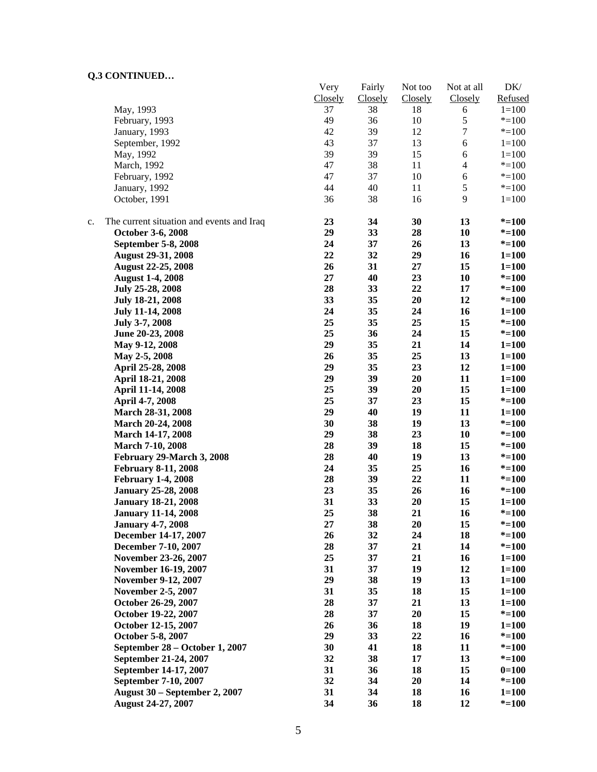**Q.3 CONTINUED…**

| | Very Closely | Fairly Closely | Not too Closely | Not at all Closely | DK/ Refused |
|---|---|---|---|---|---|
| May, 1993 | 37 | 38 | 18 | 6 | 1=100 |
| February, 1993 | 49 | 36 | 10 | 5 | *=100 |
| January, 1993 | 42 | 39 | 12 | 7 | *=100 |
| September, 1992 | 43 | 37 | 13 | 6 | 1=100 |
| May, 1992 | 39 | 39 | 15 | 6 | 1=100 |
| March, 1992 | 47 | 38 | 11 | 4 | *=100 |
| February, 1992 | 47 | 37 | 10 | 6 | *=100 |
| January, 1992 | 44 | 40 | 11 | 5 | *=100 |
| October, 1991 | 36 | 38 | 16 | 9 | 1=100 |
| c. The current situation and events and Iraq | **23** | **34** | **30** | **13** | ***=100** |
| **October 3-6, 2008** | **29** | **33** | **28** | **10** | ***=100** |
| **September 5-8, 2008** | **24** | **37** | **26** | **13** | ***=100** |
| **August 29-31, 2008** | **22** | **32** | **29** | **16** | **1=100** |
| **August 22-25, 2008** | **26** | **31** | **27** | **15** | **1=100** |
| **August 1-4, 2008** | **27** | **40** | **23** | **10** | ***=100** |
| **July 25-28, 2008** | **28** | **33** | **22** | **17** | ***=100** |
| **July 18-21, 2008** | **33** | **35** | **20** | **12** | ***=100** |
| **July 11-14, 2008** | **24** | **35** | **24** | **16** | **1=100** |
| **July 3-7, 2008** | **25** | **35** | **25** | **15** | ***=100** |
| **June 20-23, 2008** | **25** | **36** | **24** | **15** | ***=100** |
| **May 9-12, 2008** | **29** | **35** | **21** | **14** | **1=100** |
| **May 2-5, 2008** | **26** | **35** | **25** | **13** | **1=100** |
| **April 25-28, 2008** | **29** | **35** | **23** | **12** | **1=100** |
| **April 18-21, 2008** | **29** | **39** | **20** | **11** | **1=100** |
| **April 11-14, 2008** | **25** | **39** | **20** | **15** | **1=100** |
| **April 4-7, 2008** | **25** | **37** | **23** | **15** | ***=100** |
| **March 28-31, 2008** | **29** | **40** | **19** | **11** | **1=100** |
| **March 20-24, 2008** | **30** | **38** | **19** | **13** | ***=100** |
| **March 14-17, 2008** | **29** | **38** | **23** | **10** | ***=100** |
| **March 7-10, 2008** | **28** | **39** | **18** | **15** | ***=100** |
| **February 29-March 3, 2008** | **28** | **40** | **19** | **13** | ***=100** |
| **February 8-11, 2008** | **24** | **35** | **25** | **16** | ***=100** |
| **February 1-4, 2008** | **28** | **39** | **22** | **11** | ***=100** |
| **January 25-28, 2008** | **23** | **35** | **26** | **16** | ***=100** |
| **January 18-21, 2008** | **31** | **33** | **20** | **15** | **1=100** |
| **January 11-14, 2008** | **25** | **38** | **21** | **16** | ***=100** |
| **January 4-7, 2008** | **27** | **38** | **20** | **15** | ***=100** |
| **December 14-17, 2007** | **26** | **32** | **24** | **18** | ***=100** |
| **December 7-10, 2007** | **28** | **37** | **21** | **14** | ***=100** |
| **November 23-26, 2007** | **25** | **37** | **21** | **16** | **1=100** |
| **November 16-19, 2007** | **31** | **37** | **19** | **12** | **1=100** |
| **November 9-12, 2007** | **29** | **38** | **19** | **13** | **1=100** |
| **November 2-5, 2007** | **31** | **35** | **18** | **15** | **1=100** |
| **October 26-29, 2007** | **28** | **37** | **21** | **13** | **1=100** |
| **October 19-22, 2007** | **28** | **37** | **20** | **15** | ***=100** |
| **October 12-15, 2007** | **26** | **36** | **18** | **19** | **1=100** |
| **October 5-8, 2007** | **29** | **33** | **22** | **16** | ***=100** |
| **September 28 – October 1, 2007** | **30** | **41** | **18** | **11** | ***=100** |
| **September 21-24, 2007** | **32** | **38** | **17** | **13** | ***=100** |
| **September 14-17, 2007** | **31** | **36** | **18** | **15** | **0=100** |
| **September 7-10, 2007** | **32** | **34** | **20** | **14** | ***=100** |
| **August 30 – September 2, 2007** | **31** | **34** | **18** | **16** | **1=100** |
| **August 24-27, 2007** | **34** | **36** | **18** | **12** | ***=100** |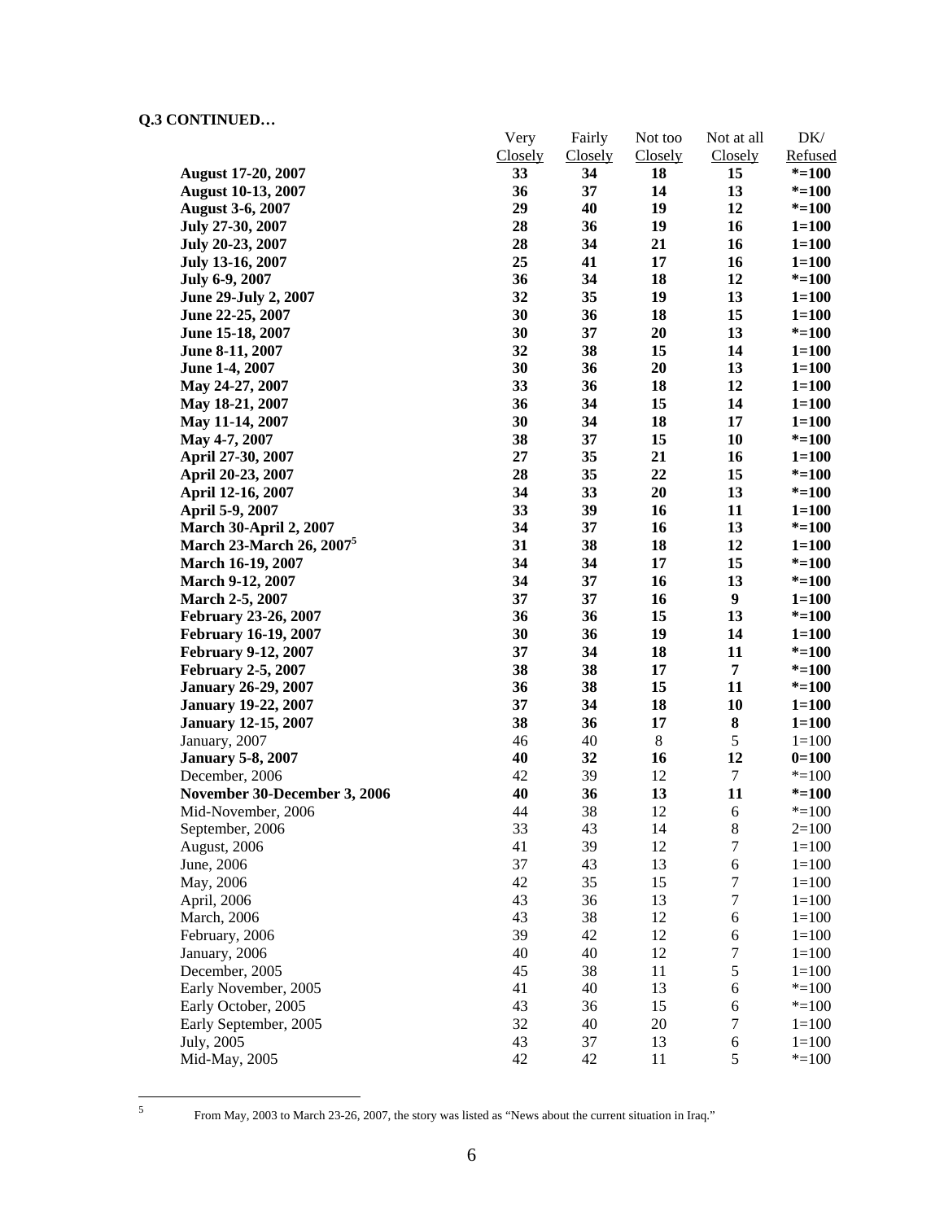**Q.3 CONTINUED…**

| | Very Closely | Fairly Closely | Not too Closely | Not at all Closely | DK/ Refused |
|---|---|---|---|---|---|
| **August 17-20, 2007** | **33** | **34** | **18** | **15** | ***=100** |
| **August 10-13, 2007** | **36** | **37** | **14** | **13** | ***=100** |
| **August 3-6, 2007** | **29** | **40** | **19** | **12** | ***=100** |
| **July 27-30, 2007** | **28** | **36** | **19** | **16** | **1=100** |
| **July 20-23, 2007** | **28** | **34** | **21** | **16** | **1=100** |
| **July 13-16, 2007** | **25** | **41** | **17** | **16** | **1=100** |
| **July 6-9, 2007** | **36** | **34** | **18** | **12** | ***=100** |
| **June 29-July 2, 2007** | **32** | **35** | **19** | **13** | **1=100** |
| **June 22-25, 2007** | **30** | **36** | **18** | **15** | **1=100** |
| **June 15-18, 2007** | **30** | **37** | **20** | **13** | ***=100** |
| **June 8-11, 2007** | **32** | **38** | **15** | **14** | **1=100** |
| **June 1-4, 2007** | **30** | **36** | **20** | **13** | **1=100** |
| **May 24-27, 2007** | **33** | **36** | **18** | **12** | **1=100** |
| **May 18-21, 2007** | **36** | **34** | **15** | **14** | **1=100** |
| **May 11-14, 2007** | **30** | **34** | **18** | **17** | **1=100** |
| **May 4-7, 2007** | **38** | **37** | **15** | **10** | ***=100** |
| **April 27-30, 2007** | **27** | **35** | **21** | **16** | **1=100** |
| **April 20-23, 2007** | **28** | **35** | **22** | **15** | ***=100** |
| **April 12-16, 2007** | **34** | **33** | **20** | **13** | ***=100** |
| **April 5-9, 2007** | **33** | **39** | **16** | **11** | **1=100** |
| **March 30-April 2, 2007** | **34** | **37** | **16** | **13** | ***=100** |
| **March 23-March 26, 2007[5]** | **31** | **38** | **18** | **12** | **1=100** |
| **March 16-19, 2007** | **34** | **34** | **17** | **15** | ***=100** |
| **March 9-12, 2007** | **34** | **37** | **16** | **13** | ***=100** |
| **March 2-5, 2007** | **37** | **37** | **16** | **9** | **1=100** |
| **February 23-26, 2007** | **36** | **36** | **15** | **13** | ***=100** |
| **February 16-19, 2007** | **30** | **36** | **19** | **14** | **1=100** |
| **February 9-12, 2007** | **37** | **34** | **18** | **11** | ***=100** |
| **February 2-5, 2007** | **38** | **38** | **17** | **7** | ***=100** |
| **January 26-29, 2007** | **36** | **38** | **15** | **11** | ***=100** |
| **January 19-22, 2007** | **37** | **34** | **18** | **10** | **1=100** |
| **January 12-15, 2007** | **38** | **36** | **17** | **8** | **1=100** |
| January, 2007 | 46 | 40 | 8 | 5 | 1=100 |
| **January 5-8, 2007** | **40** | **32** | **16** | **12** | **0=100** |
| December, 2006 | 42 | 39 | 12 | 7 | *=100 |
| **November 30-December 3, 2006** | **40** | **36** | **13** | **11** | ***=100** |
| Mid-November, 2006 | 44 | 38 | 12 | 6 | *=100 |
| September, 2006 | 33 | 43 | 14 | 8 | 2=100 |
| August, 2006 | 41 | 39 | 12 | 7 | 1=100 |
| June, 2006 | 37 | 43 | 13 | 6 | 1=100 |
| May, 2006 | 42 | 35 | 15 | 7 | 1=100 |
| April, 2006 | 43 | 36 | 13 | 7 | 1=100 |
| March, 2006 | 43 | 38 | 12 | 6 | 1=100 |
| February, 2006 | 39 | 42 | 12 | 6 | 1=100 |
| January, 2006 | 40 | 40 | 12 | 7 | 1=100 |
| December, 2005 | 45 | 38 | 11 | 5 | 1=100 |
| Early November, 2005 | 41 | 40 | 13 | 6 | *=100 |
| Early October, 2005 | 43 | 36 | 15 | 6 | *=100 |
| Early September, 2005 | 32 | 40 | 20 | 7 | 1=100 |
| July, 2005 | 43 | 37 | 13 | 6 | 1=100 |
| Mid-May, 2005 | 42 | 42 | 11 | 5 | *=100 |

[5] From May, 2003 to March 23-26, 2007, the story was listed as "News about the current situation in Iraq."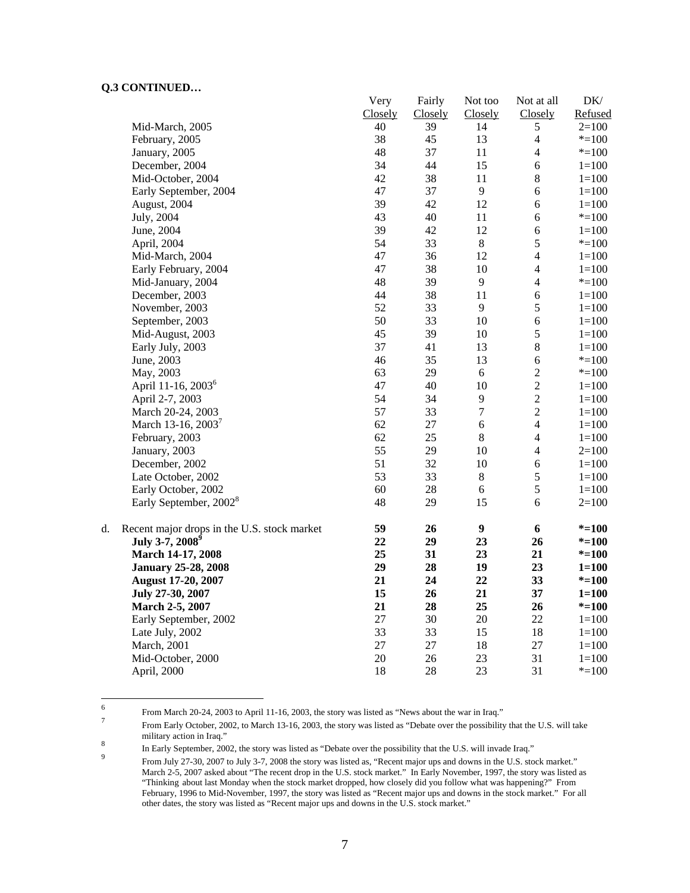**Q.3 CONTINUED…**

| | Very Closely | Fairly Closely | Not too Closely | Not at all Closely | DK/ Refused |
|---|---|---|---|---|---|
| Mid-March, 2005 | 40 | 39 | 14 | 5 | 2=100 |
| February, 2005 | 38 | 45 | 13 | 4 | *=100 |
| January, 2005 | 48 | 37 | 11 | 4 | *=100 |
| December, 2004 | 34 | 44 | 15 | 6 | 1=100 |
| Mid-October, 2004 | 42 | 38 | 11 | 8 | 1=100 |
| Early September, 2004 | 47 | 37 | 9 | 6 | 1=100 |
| August, 2004 | 39 | 42 | 12 | 6 | 1=100 |
| July, 2004 | 43 | 40 | 11 | 6 | *=100 |
| June, 2004 | 39 | 42 | 12 | 6 | 1=100 |
| April, 2004 | 54 | 33 | 8 | 5 | *=100 |
| Mid-March, 2004 | 47 | 36 | 12 | 4 | 1=100 |
| Early February, 2004 | 47 | 38 | 10 | 4 | 1=100 |
| Mid-January, 2004 | 48 | 39 | 9 | 4 | *=100 |
| December, 2003 | 44 | 38 | 11 | 6 | 1=100 |
| November, 2003 | 52 | 33 | 9 | 5 | 1=100 |
| September, 2003 | 50 | 33 | 10 | 6 | 1=100 |
| Mid-August, 2003 | 45 | 39 | 10 | 5 | 1=100 |
| Early July, 2003 | 37 | 41 | 13 | 8 | 1=100 |
| June, 2003 | 46 | 35 | 13 | 6 | *=100 |
| May, 2003 | 63 | 29 | 6 | 2 | *=100 |
| April 11-16, 2003[6] | 47 | 40 | 10 | 2 | 1=100 |
| April 2-7, 2003 | 54 | 34 | 9 | 2 | 1=100 |
| March 20-24, 2003 | 57 | 33 | 7 | 2 | 1=100 |
| March 13-16, 2003[7] | 62 | 27 | 6 | 4 | 1=100 |
| February, 2003 | 62 | 25 | 8 | 4 | 1=100 |
| January, 2003 | 55 | 29 | 10 | 4 | 2=100 |
| December, 2002 | 51 | 32 | 10 | 6 | 1=100 |
| Late October, 2002 | 53 | 33 | 8 | 5 | 1=100 |
| Early October, 2002 | 60 | 28 | 6 | 5 | 1=100 |
| Early September, 2002[8] | 48 | 29 | 15 | 6 | 2=100 |
| d. Recent major drops in the U.S. stock market | **59** | **26** | **9** | **6** | ***=100** |
| **July 3-7, 2008[9]** | **22** | **29** | **23** | **26** | ***=100** |
| **March 14-17, 2008** | **25** | **31** | **23** | **21** | ***=100** |
| **January 25-28, 2008** | **29** | **28** | **19** | **23** | **1=100** |
| **August 17-20, 2007** | **21** | **24** | **22** | **33** | ***=100** |
| **July 27-30, 2007** | **15** | **26** | **21** | **37** | **1=100** |
| **March 2-5, 2007** | **21** | **28** | **25** | **26** | ***=100** |
| Early September, 2002 | 27 | 30 | 20 | 22 | 1=100 |
| Late July, 2002 | 33 | 33 | 15 | 18 | 1=100 |
| March, 2001 | 27 | 27 | 18 | 27 | 1=100 |
| Mid-October, 2000 | 20 | 26 | 23 | 31 | 1=100 |
| April, 2000 | 18 | 28 | 23 | 31 | *=100 |

6 From March 20-24, 2003 to April 11-16, 2003, the story was listed as "News about the war in Iraq."

7 From Early October, 2002, to March 13-16, 2003, the story was listed as "Debate over the possibility that the U.S. will take military action in Iraq."

8 In Early September, 2002, the story was listed as "Debate over the possibility that the U.S. will invade Iraq."

9 From July 27-30, 2007 to July 3-7, 2008 the story was listed as, "Recent major ups and downs in the U.S. stock market." March 2-5, 2007 asked about "The recent drop in the U.S. stock market." In Early November, 1997, the story was listed as "Thinking about last Monday when the stock market dropped, how closely did you follow what was happening?" From February, 1996 to Mid-November, 1997, the story was listed as "Recent major ups and downs in the stock market." For all other dates, the story was listed as "Recent major ups and downs in the U.S. stock market."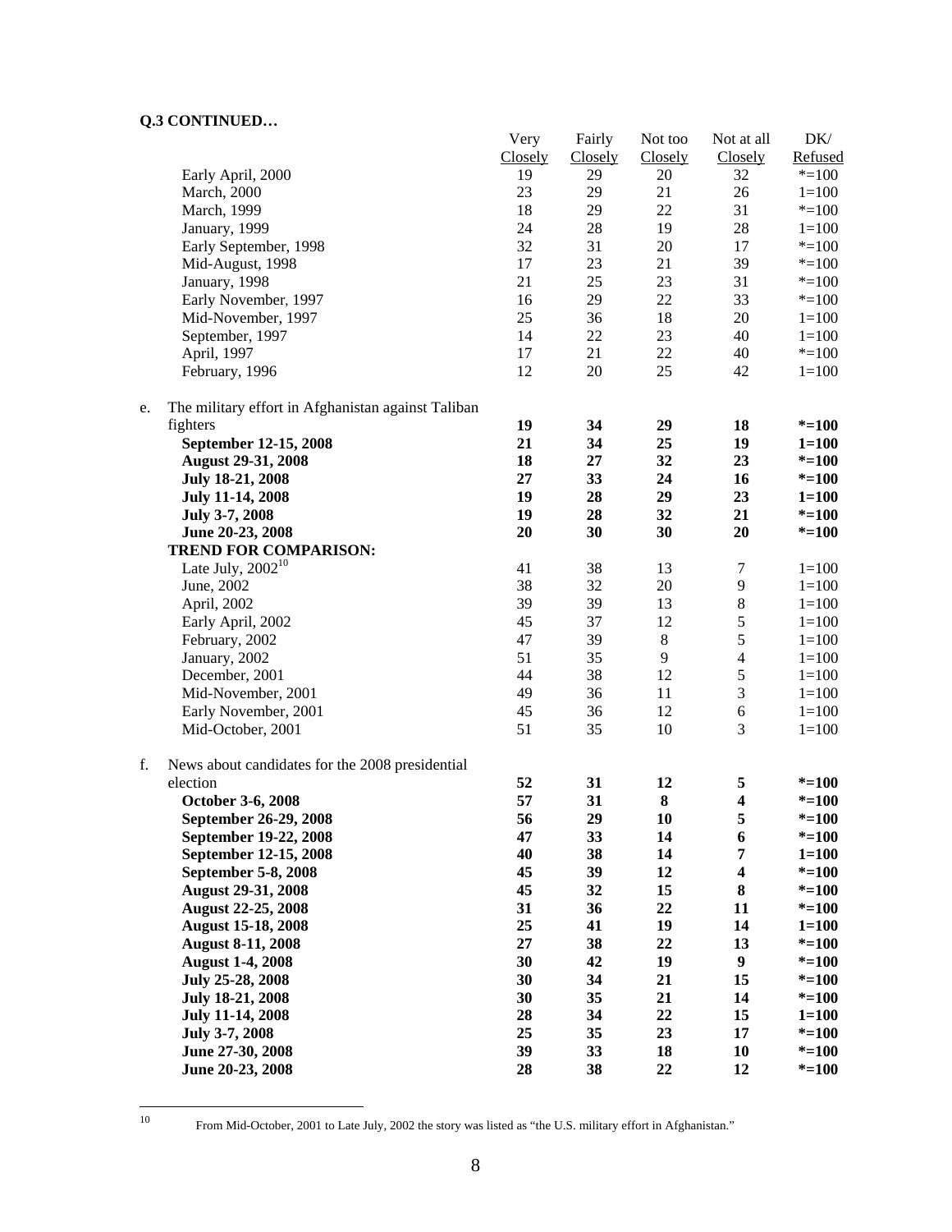**Q.3 CONTINUED…**

| | Very Closely | Fairly Closely | Not too Closely | Not at all Closely | DK/ Refused |
|---|---|---|---|---|---|
| Early April, 2000 | 19 | 29 | 20 | 32 | *=100 |
| March, 2000 | 23 | 29 | 21 | 26 | 1=100 |
| March, 1999 | 18 | 29 | 22 | 31 | *=100 |
| January, 1999 | 24 | 28 | 19 | 28 | 1=100 |
| Early September, 1998 | 32 | 31 | 20 | 17 | *=100 |
| Mid-August, 1998 | 17 | 23 | 21 | 39 | *=100 |
| January, 1998 | 21 | 25 | 23 | 31 | *=100 |
| Early November, 1997 | 16 | 29 | 22 | 33 | *=100 |
| Mid-November, 1997 | 25 | 36 | 18 | 20 | 1=100 |
| September, 1997 | 14 | 22 | 23 | 40 | 1=100 |
| April, 1997 | 17 | 21 | 22 | 40 | *=100 |
| February, 1996 | 12 | 20 | 25 | 42 | 1=100 |
| e. The military effort in Afghanistan against Taliban fighters | **19** | **34** | **29** | **18** | ***=100** |
| **September 12-15, 2008** | **21** | **34** | **25** | **19** | **1=100** |
| **August 29-31, 2008** | **18** | **27** | **32** | **23** | ***=100** |
| **July 18-21, 2008** | **27** | **33** | **24** | **16** | ***=100** |
| **July 11-14, 2008** | **19** | **28** | **29** | **23** | **1=100** |
| **July 3-7, 2008** | **19** | **28** | **32** | **21** | ***=100** |
| **June 20-23, 2008** | **20** | **30** | **30** | **20** | ***=100** |
| **TREND FOR COMPARISON:** | | | | | |
| Late July, 2002[10] | 41 | 38 | 13 | 7 | 1=100 |
| June, 2002 | 38 | 32 | 20 | 9 | 1=100 |
| April, 2002 | 39 | 39 | 13 | 8 | 1=100 |
| Early April, 2002 | 45 | 37 | 12 | 5 | 1=100 |
| February, 2002 | 47 | 39 | 8 | 5 | 1=100 |
| January, 2002 | 51 | 35 | 9 | 4 | 1=100 |
| December, 2001 | 44 | 38 | 12 | 5 | 1=100 |
| Mid-November, 2001 | 49 | 36 | 11 | 3 | 1=100 |
| Early November, 2001 | 45 | 36 | 12 | 6 | 1=100 |
| Mid-October, 2001 | 51 | 35 | 10 | 3 | 1=100 |
| f. News about candidates for the 2008 presidential election | **52** | **31** | **12** | **5** | ***=100** |
| **October 3-6, 2008** | **57** | **31** | **8** | **4** | ***=100** |
| **September 26-29, 2008** | **56** | **29** | **10** | **5** | ***=100** |
| **September 19-22, 2008** | **47** | **33** | **14** | **6** | ***=100** |
| **September 12-15, 2008** | **40** | **38** | **14** | **7** | **1=100** |
| **September 5-8, 2008** | **45** | **39** | **12** | **4** | ***=100** |
| **August 29-31, 2008** | **45** | **32** | **15** | **8** | ***=100** |
| **August 22-25, 2008** | **31** | **36** | **22** | **11** | ***=100** |
| **August 15-18, 2008** | **25** | **41** | **19** | **14** | **1=100** |
| **August 8-11, 2008** | **27** | **38** | **22** | **13** | ***=100** |
| **August 1-4, 2008** | **30** | **42** | **19** | **9** | ***=100** |
| **July 25-28, 2008** | **30** | **34** | **21** | **15** | ***=100** |
| **July 18-21, 2008** | **30** | **35** | **21** | **14** | ***=100** |
| **July 11-14, 2008** | **28** | **34** | **22** | **15** | **1=100** |
| **July 3-7, 2008** | **25** | **35** | **23** | **17** | ***=100** |
| **June 27-30, 2008** | **39** | **33** | **18** | **10** | ***=100** |
| **June 20-23, 2008** | **28** | **38** | **22** | **12** | ***=100** |

[10] From Mid-October, 2001 to Late July, 2002 the story was listed as "the U.S. military effort in Afghanistan."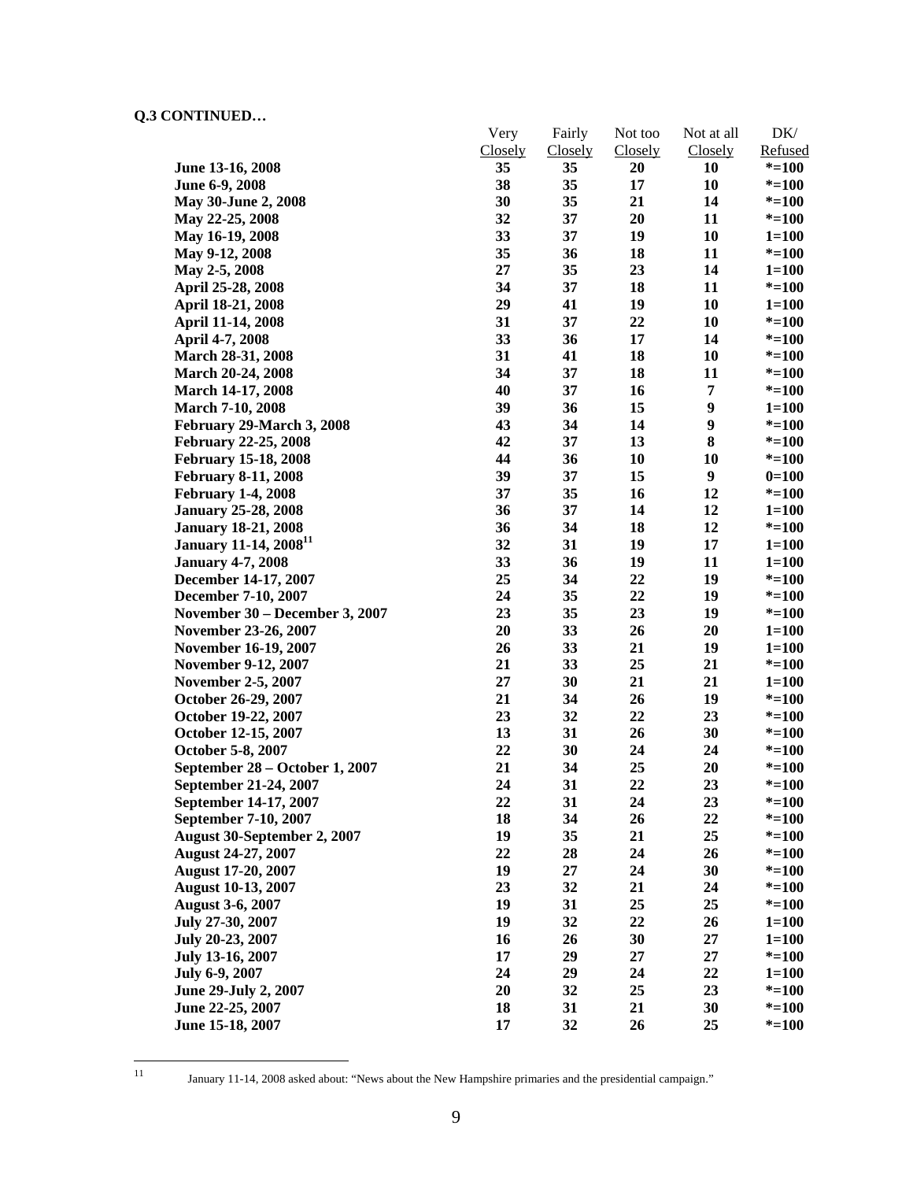**Q.3 CONTINUED…**

| | Very Closely | Fairly Closely | Not too Closely | Not at all Closely | DK/ Refused |
|---|---|---|---|---|---|
| **June 13-16, 2008** | **35** | **35** | **20** | **10** | **\*=100** |
| **June 6-9, 2008** | **38** | **35** | **17** | **10** | **\*=100** |
| **May 30-June 2, 2008** | **30** | **35** | **21** | **14** | **\*=100** |
| **May 22-25, 2008** | **32** | **37** | **20** | **11** | **\*=100** |
| **May 16-19, 2008** | **33** | **37** | **19** | **10** | **1=100** |
| **May 9-12, 2008** | **35** | **36** | **18** | **11** | **\*=100** |
| **May 2-5, 2008** | **27** | **35** | **23** | **14** | **1=100** |
| **April 25-28, 2008** | **34** | **37** | **18** | **11** | **\*=100** |
| **April 18-21, 2008** | **29** | **41** | **19** | **10** | **1=100** |
| **April 11-14, 2008** | **31** | **37** | **22** | **10** | **\*=100** |
| **April 4-7, 2008** | **33** | **36** | **17** | **14** | **\*=100** |
| **March 28-31, 2008** | **31** | **41** | **18** | **10** | **\*=100** |
| **March 20-24, 2008** | **34** | **37** | **18** | **11** | **\*=100** |
| **March 14-17, 2008** | **40** | **37** | **16** | **7** | **\*=100** |
| **March 7-10, 2008** | **39** | **36** | **15** | **9** | **1=100** |
| **February 29-March 3, 2008** | **43** | **34** | **14** | **9** | **\*=100** |
| **February 22-25, 2008** | **42** | **37** | **13** | **8** | **\*=100** |
| **February 15-18, 2008** | **44** | **36** | **10** | **10** | **\*=100** |
| **February 8-11, 2008** | **39** | **37** | **15** | **9** | **0=100** |
| **February 1-4, 2008** | **37** | **35** | **16** | **12** | **\*=100** |
| **January 25-28, 2008** | **36** | **37** | **14** | **12** | **1=100** |
| **January 18-21, 2008** | **36** | **34** | **18** | **12** | **\*=100** |
| **January 11-14, 2008**[11] | **32** | **31** | **19** | **17** | **1=100** |
| **January 4-7, 2008** | **33** | **36** | **19** | **11** | **1=100** |
| **December 14-17, 2007** | **25** | **34** | **22** | **19** | **\*=100** |
| **December 7-10, 2007** | **24** | **35** | **22** | **19** | **\*=100** |
| **November 30 – December 3, 2007** | **23** | **35** | **23** | **19** | **\*=100** |
| **November 23-26, 2007** | **20** | **33** | **26** | **20** | **1=100** |
| **November 16-19, 2007** | **26** | **33** | **21** | **19** | **1=100** |
| **November 9-12, 2007** | **21** | **33** | **25** | **21** | **\*=100** |
| **November 2-5, 2007** | **27** | **30** | **21** | **21** | **1=100** |
| **October 26-29, 2007** | **21** | **34** | **26** | **19** | **\*=100** |
| **October 19-22, 2007** | **23** | **32** | **22** | **23** | **\*=100** |
| **October 12-15, 2007** | **13** | **31** | **26** | **30** | **\*=100** |
| **October 5-8, 2007** | **22** | **30** | **24** | **24** | **\*=100** |
| **September 28 – October 1, 2007** | **21** | **34** | **25** | **20** | **\*=100** |
| **September 21-24, 2007** | **24** | **31** | **22** | **23** | **\*=100** |
| **September 14-17, 2007** | **22** | **31** | **24** | **23** | **\*=100** |
| **September 7-10, 2007** | **18** | **34** | **26** | **22** | **\*=100** |
| **August 30-September 2, 2007** | **19** | **35** | **21** | **25** | **\*=100** |
| **August 24-27, 2007** | **22** | **28** | **24** | **26** | **\*=100** |
| **August 17-20, 2007** | **19** | **27** | **24** | **30** | **\*=100** |
| **August 10-13, 2007** | **23** | **32** | **21** | **24** | **\*=100** |
| **August 3-6, 2007** | **19** | **31** | **25** | **25** | **\*=100** |
| **July 27-30, 2007** | **19** | **32** | **22** | **26** | **1=100** |
| **July 20-23, 2007** | **16** | **26** | **30** | **27** | **1=100** |
| **July 13-16, 2007** | **17** | **29** | **27** | **27** | **\*=100** |
| **July 6-9, 2007** | **24** | **29** | **24** | **22** | **1=100** |
| **June 29-July 2, 2007** | **20** | **32** | **25** | **23** | **\*=100** |
| **June 22-25, 2007** | **18** | **31** | **21** | **30** | **\*=100** |
| **June 15-18, 2007** | **17** | **32** | **26** | **25** | **\*=100** |

[11] January 11-14, 2008 asked about: "News about the New Hampshire primaries and the presidential campaign."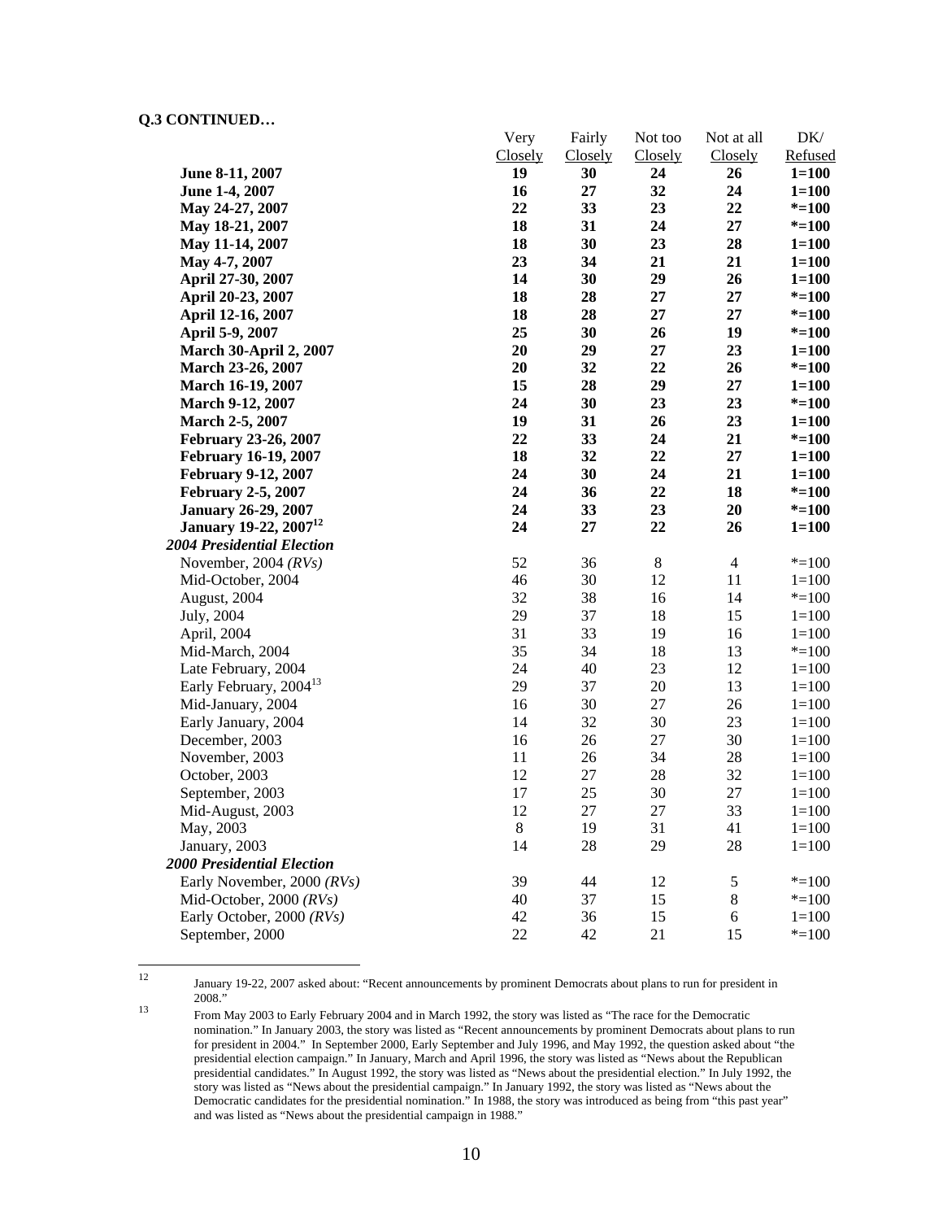**Q.3 CONTINUED…**

| | Very Closely | Fairly Closely | Not too Closely | Not at all Closely | DK/ Refused |
|---|---|---|---|---|---|
| **June 8-11, 2007** | **19** | **30** | **24** | **26** | **1=100** |
| **June 1-4, 2007** | **16** | **27** | **32** | **24** | **1=100** |
| **May 24-27, 2007** | **22** | **33** | **23** | **22** | ***=100** |
| **May 18-21, 2007** | **18** | **31** | **24** | **27** | ***=100** |
| **May 11-14, 2007** | **18** | **30** | **23** | **28** | **1=100** |
| **May 4-7, 2007** | **23** | **34** | **21** | **21** | **1=100** |
| **April 27-30, 2007** | **14** | **30** | **29** | **26** | **1=100** |
| **April 20-23, 2007** | **18** | **28** | **27** | **27** | ***=100** |
| **April 12-16, 2007** | **18** | **28** | **27** | **27** | ***=100** |
| **April 5-9, 2007** | **25** | **30** | **26** | **19** | ***=100** |
| **March 30-April 2, 2007** | **20** | **29** | **27** | **23** | **1=100** |
| **March 23-26, 2007** | **20** | **32** | **22** | **26** | ***=100** |
| **March 16-19, 2007** | **15** | **28** | **29** | **27** | **1=100** |
| **March 9-12, 2007** | **24** | **30** | **23** | **23** | ***=100** |
| **March 2-5, 2007** | **19** | **31** | **26** | **23** | **1=100** |
| **February 23-26, 2007** | **22** | **33** | **24** | **21** | ***=100** |
| **February 16-19, 2007** | **18** | **32** | **22** | **27** | **1=100** |
| **February 9-12, 2007** | **24** | **30** | **24** | **21** | **1=100** |
| **February 2-5, 2007** | **24** | **36** | **22** | **18** | ***=100** |
| **January 26-29, 2007** | **24** | **33** | **23** | **20** | ***=100** |
| **January 19-22, 2007[12]** | **24** | **27** | **22** | **26** | **1=100** |
| ***2004 Presidential Election*** | | | | | |
| November, 2004 *(RVs)* | 52 | 36 | 8 | 4 | *=100 |
| Mid-October, 2004 | 46 | 30 | 12 | 11 | 1=100 |
| August, 2004 | 32 | 38 | 16 | 14 | *=100 |
| July, 2004 | 29 | 37 | 18 | 15 | 1=100 |
| April, 2004 | 31 | 33 | 19 | 16 | 1=100 |
| Mid-March, 2004 | 35 | 34 | 18 | 13 | *=100 |
| Late February, 2004 | 24 | 40 | 23 | 12 | 1=100 |
| Early February, 2004[13] | 29 | 37 | 20 | 13 | 1=100 |
| Mid-January, 2004 | 16 | 30 | 27 | 26 | 1=100 |
| Early January, 2004 | 14 | 32 | 30 | 23 | 1=100 |
| December, 2003 | 16 | 26 | 27 | 30 | 1=100 |
| November, 2003 | 11 | 26 | 34 | 28 | 1=100 |
| October, 2003 | 12 | 27 | 28 | 32 | 1=100 |
| September, 2003 | 17 | 25 | 30 | 27 | 1=100 |
| Mid-August, 2003 | 12 | 27 | 27 | 33 | 1=100 |
| May, 2003 | 8 | 19 | 31 | 41 | 1=100 |
| January, 2003 | 14 | 28 | 29 | 28 | 1=100 |
| ***2000 Presidential Election*** | | | | | |
| Early November, 2000 *(RVs)* | 39 | 44 | 12 | 5 | *=100 |
| Mid-October, 2000 *(RVs)* | 40 | 37 | 15 | 8 | *=100 |
| Early October, 2000 *(RVs)* | 42 | 36 | 15 | 6 | 1=100 |
| September, 2000 | 22 | 42 | 21 | 15 | *=100 |

[12] January 19-22, 2007 asked about: "Recent announcements by prominent Democrats about plans to run for president in 2008."

[13] From May 2003 to Early February 2004 and in March 1992, the story was listed as "The race for the Democratic nomination." In January 2003, the story was listed as "Recent announcements by prominent Democrats about plans to run for president in 2004." In September 2000, Early September and July 1996, and May 1992, the question asked about "the presidential election campaign." In January, March and April 1996, the story was listed as "News about the Republican presidential candidates." In August 1992, the story was listed as "News about the presidential election." In July 1992, the story was listed as "News about the presidential campaign." In January 1992, the story was listed as "News about the Democratic candidates for the presidential nomination." In 1988, the story was introduced as being from "this past year" and was listed as "News about the presidential campaign in 1988."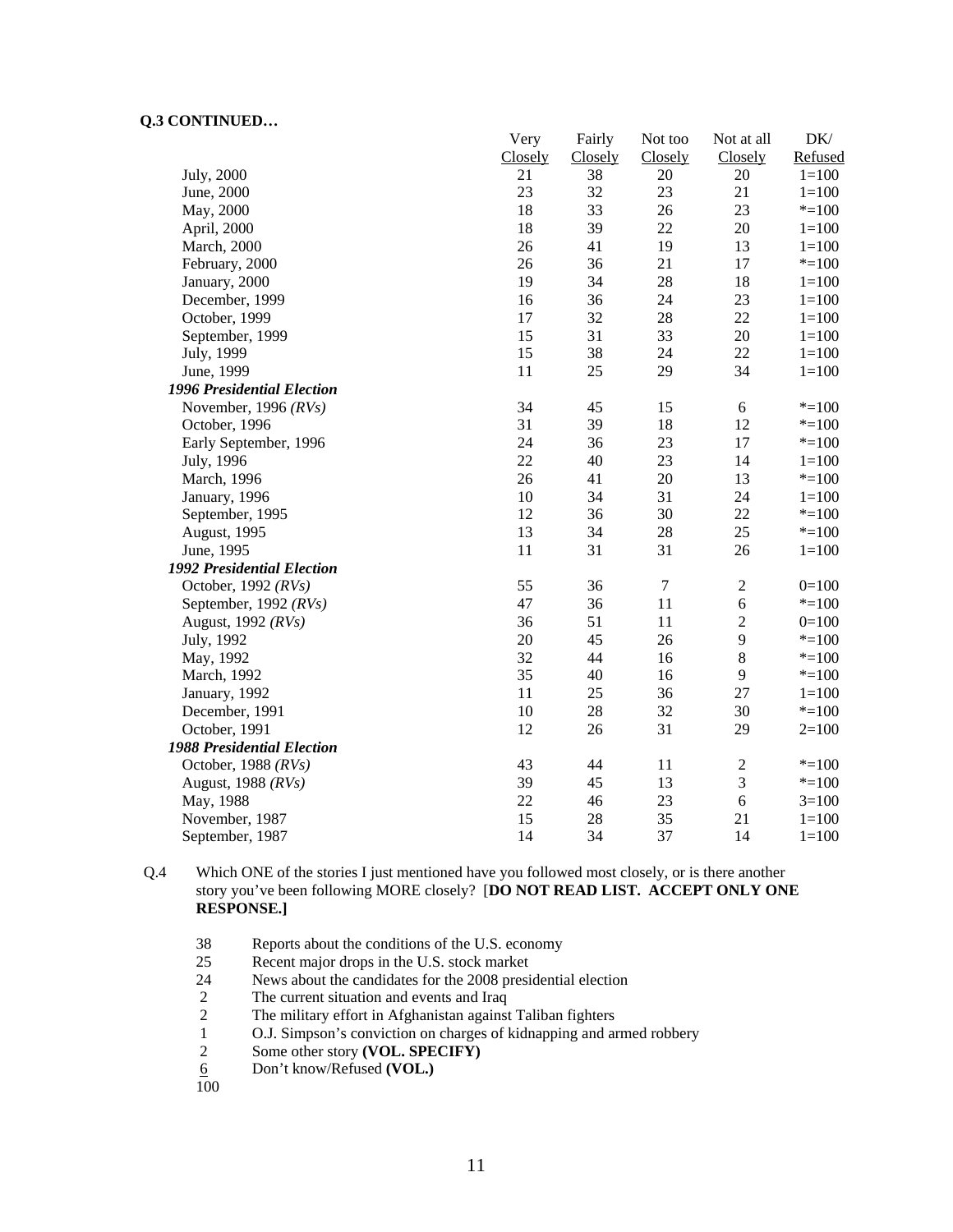**Q.3 CONTINUED…**

| | Very Closely | Fairly Closely | Not too Closely | Not at all Closely | DK/ Refused |
|---|---|---|---|---|---|
| July, 2000 | 21 | 38 | 20 | 20 | 1=100 |
| June, 2000 | 23 | 32 | 23 | 21 | 1=100 |
| May, 2000 | 18 | 33 | 26 | 23 | *=100 |
| April, 2000 | 18 | 39 | 22 | 20 | 1=100 |
| March, 2000 | 26 | 41 | 19 | 13 | 1=100 |
| February, 2000 | 26 | 36 | 21 | 17 | *=100 |
| January, 2000 | 19 | 34 | 28 | 18 | 1=100 |
| December, 1999 | 16 | 36 | 24 | 23 | 1=100 |
| October, 1999 | 17 | 32 | 28 | 22 | 1=100 |
| September, 1999 | 15 | 31 | 33 | 20 | 1=100 |
| July, 1999 | 15 | 38 | 24 | 22 | 1=100 |
| June, 1999 | 11 | 25 | 29 | 34 | 1=100 |
| ***1996 Presidential Election*** | | | | | |
| November, 1996 *(RVs)* | 34 | 45 | 15 | 6 | *=100 |
| October, 1996 | 31 | 39 | 18 | 12 | *=100 |
| Early September, 1996 | 24 | 36 | 23 | 17 | *=100 |
| July, 1996 | 22 | 40 | 23 | 14 | 1=100 |
| March, 1996 | 26 | 41 | 20 | 13 | *=100 |
| January, 1996 | 10 | 34 | 31 | 24 | 1=100 |
| September, 1995 | 12 | 36 | 30 | 22 | *=100 |
| August, 1995 | 13 | 34 | 28 | 25 | *=100 |
| June, 1995 | 11 | 31 | 31 | 26 | 1=100 |
| ***1992 Presidential Election*** | | | | | |
| October, 1992 *(RVs)* | 55 | 36 | 7 | 2 | 0=100 |
| September, 1992 *(RVs)* | 47 | 36 | 11 | 6 | *=100 |
| August, 1992 *(RVs)* | 36 | 51 | 11 | 2 | 0=100 |
| July, 1992 | 20 | 45 | 26 | 9 | *=100 |
| May, 1992 | 32 | 44 | 16 | 8 | *=100 |
| March, 1992 | 35 | 40 | 16 | 9 | *=100 |
| January, 1992 | 11 | 25 | 36 | 27 | 1=100 |
| December, 1991 | 10 | 28 | 32 | 30 | *=100 |
| October, 1991 | 12 | 26 | 31 | 29 | 2=100 |
| ***1988 Presidential Election*** | | | | | |
| October, 1988 *(RVs)* | 43 | 44 | 11 | 2 | *=100 |
| August, 1988 *(RVs)* | 39 | 45 | 13 | 3 | *=100 |
| May, 1988 | 22 | 46 | 23 | 6 | 3=100 |
| November, 1987 | 15 | 28 | 35 | 21 | 1=100 |
| September, 1987 | 14 | 34 | 37 | 14 | 1=100 |

Q.4 Which ONE of the stories I just mentioned have you followed most closely, or is there another story you've been following MORE closely? [**DO NOT READ LIST. ACCEPT ONLY ONE RESPONSE.]**

38 Reports about the conditions of the U.S. economy
25 Recent major drops in the U.S. stock market
24 News about the candidates for the 2008 presidential election
2 The current situation and events and Iraq
2 The military effort in Afghanistan against Taliban fighters
1 O.J. Simpson's conviction on charges of kidnapping and armed robbery
2 Some other story **(VOL. SPECIFY)**
6 Don't know/Refused **(VOL.)**
100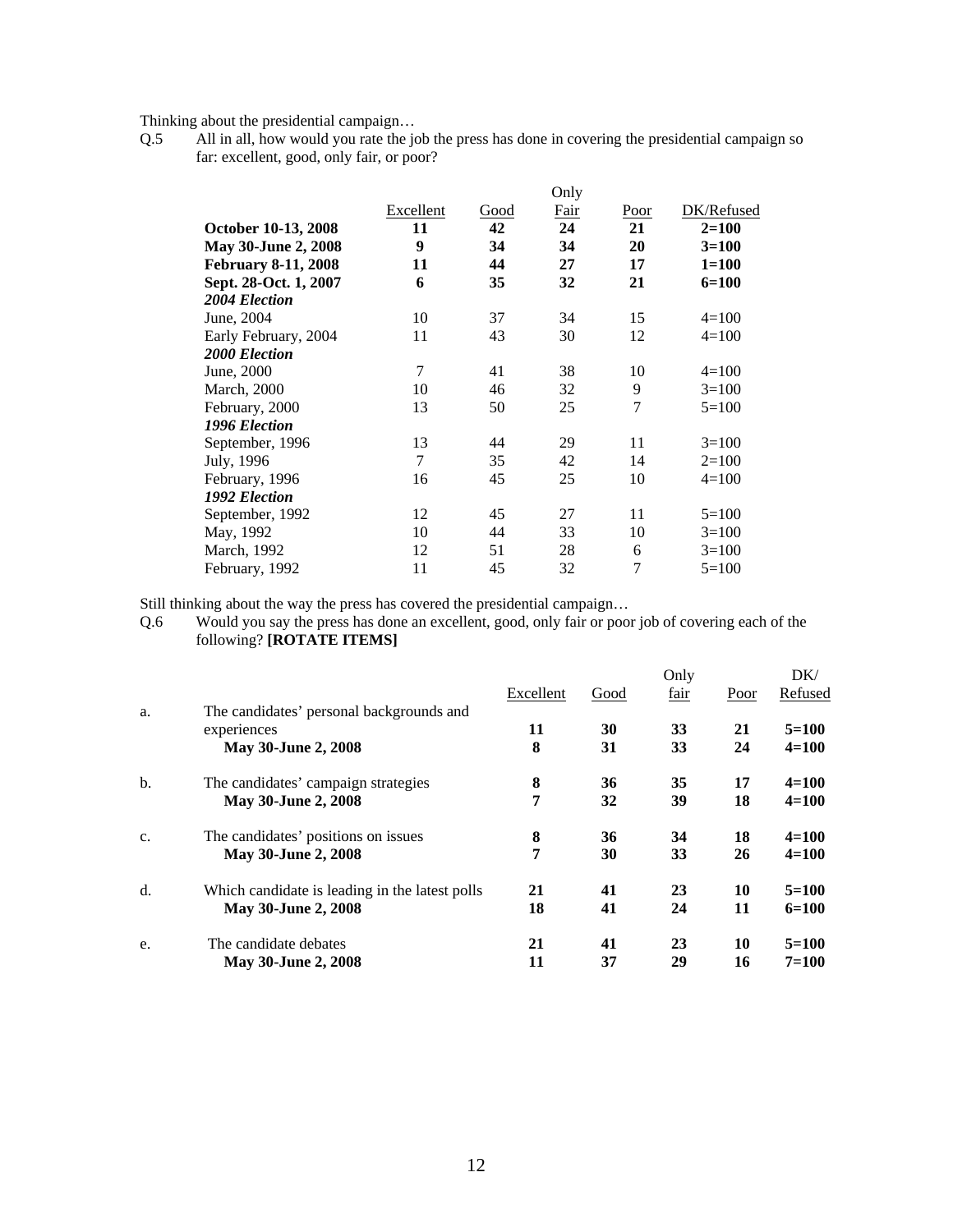Thinking about the presidential campaign…

Q.5 All in all, how would you rate the job the press has done in covering the presidential campaign so far: excellent, good, only fair, or poor?

| | Excellent | Good | Only Fair | Poor | DK/Refused |
|---|---|---|---|---|---|
| **October 10-13, 2008** | **11** | **42** | **24** | **21** | **2=100** |
| **May 30-June 2, 2008** | **9** | **34** | **34** | **20** | **3=100** |
| **February 8-11, 2008** | **11** | **44** | **27** | **17** | **1=100** |
| **Sept. 28-Oct. 1, 2007** | **6** | **35** | **32** | **21** | **6=100** |
| ***2004 Election*** | | | | | |
| June, 2004 | 10 | 37 | 34 | 15 | 4=100 |
| Early February, 2004 | 11 | 43 | 30 | 12 | 4=100 |
| ***2000 Election*** | | | | | |
| June, 2000 | 7 | 41 | 38 | 10 | 4=100 |
| March, 2000 | 10 | 46 | 32 | 9 | 3=100 |
| February, 2000 | 13 | 50 | 25 | 7 | 5=100 |
| ***1996 Election*** | | | | | |
| September, 1996 | 13 | 44 | 29 | 11 | 3=100 |
| July, 1996 | 7 | 35 | 42 | 14 | 2=100 |
| February, 1996 | 16 | 45 | 25 | 10 | 4=100 |
| ***1992 Election*** | | | | | |
| September, 1992 | 12 | 45 | 27 | 11 | 5=100 |
| May, 1992 | 10 | 44 | 33 | 10 | 3=100 |
| March, 1992 | 12 | 51 | 28 | 6 | 3=100 |
| February, 1992 | 11 | 45 | 32 | 7 | 5=100 |

Still thinking about the way the press has covered the presidential campaign…

Q.6 Would you say the press has done an excellent, good, only fair or poor job of covering each of the following? **[ROTATE ITEMS]**

| | | Excellent | Good | Only fair | Poor | DK/ Refused |
|---|---|---|---|---|---|---|
| a. | The candidates' personal backgrounds and experiences | **11** | **30** | **33** | **21** | **5=100** |
| | **May 30-June 2, 2008** | **8** | **31** | **33** | **24** | **4=100** |
| b. | The candidates' campaign strategies | **8** | **36** | **35** | **17** | **4=100** |
| | **May 30-June 2, 2008** | **7** | **32** | **39** | **18** | **4=100** |
| c. | The candidates' positions on issues | **8** | **36** | **34** | **18** | **4=100** |
| | **May 30-June 2, 2008** | **7** | **30** | **33** | **26** | **4=100** |
| d. | Which candidate is leading in the latest polls | **21** | **41** | **23** | **10** | **5=100** |
| | **May 30-June 2, 2008** | **18** | **41** | **24** | **11** | **6=100** |
| e. | The candidate debates | **21** | **41** | **23** | **10** | **5=100** |
| | **May 30-June 2, 2008** | **11** | **37** | **29** | **16** | **7=100** |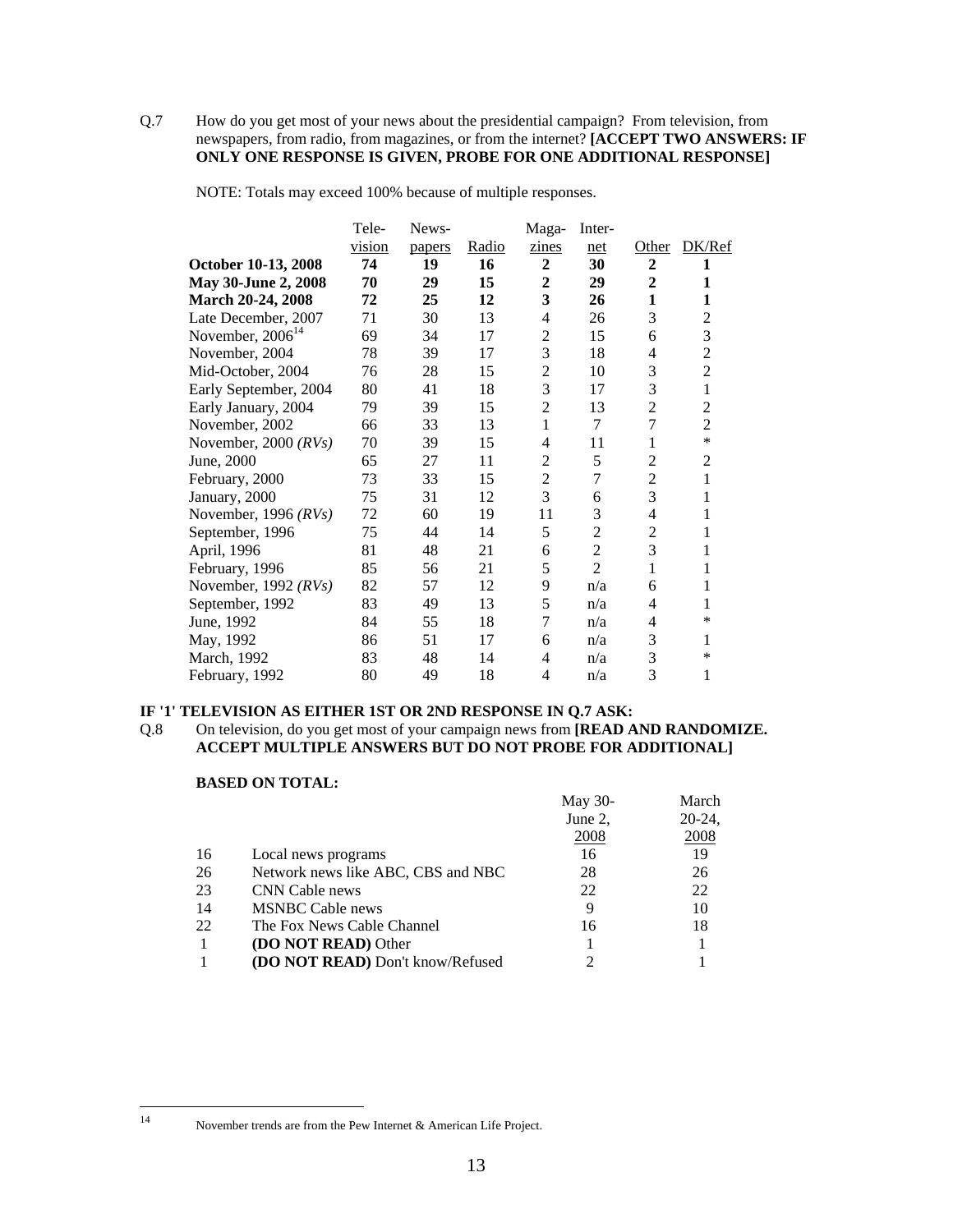Q.7 How do you get most of your news about the presidential campaign? From television, from newspapers, from radio, from magazines, or from the internet? **[ACCEPT TWO ANSWERS: IF ONLY ONE RESPONSE IS GIVEN, PROBE FOR ONE ADDITIONAL RESPONSE]**

NOTE: Totals may exceed 100% because of multiple responses.

| | Television | Newspapers | Radio | Magazines | Internet | Other | DK/Ref |
|---|---|---|---|---|---|---|---|
| **October 10-13, 2008** | **74** | **19** | **16** | **2** | **30** | **2** | **1** |
| **May 30-June 2, 2008** | **70** | **29** | **15** | **2** | **29** | **2** | **1** |
| **March 20-24, 2008** | **72** | **25** | **12** | **3** | **26** | **1** | **1** |
| Late December, 2007 | 71 | 30 | 13 | 4 | 26 | 3 | 2 |
| November, 2006[14] | 69 | 34 | 17 | 2 | 15 | 6 | 3 |
| November, 2004 | 78 | 39 | 17 | 3 | 18 | 4 | 2 |
| Mid-October, 2004 | 76 | 28 | 15 | 2 | 10 | 3 | 2 |
| Early September, 2004 | 80 | 41 | 18 | 3 | 17 | 3 | 1 |
| Early January, 2004 | 79 | 39 | 15 | 2 | 13 | 2 | 2 |
| November, 2002 | 66 | 33 | 13 | 1 | 7 | 7 | 2 |
| November, 2000 *(RVs)* | 70 | 39 | 15 | 4 | 11 | 1 | * |
| June, 2000 | 65 | 27 | 11 | 2 | 5 | 2 | 2 |
| February, 2000 | 73 | 33 | 15 | 2 | 7 | 2 | 1 |
| January, 2000 | 75 | 31 | 12 | 3 | 6 | 3 | 1 |
| November, 1996 *(RVs)* | 72 | 60 | 19 | 11 | 3 | 4 | 1 |
| September, 1996 | 75 | 44 | 14 | 5 | 2 | 2 | 1 |
| April, 1996 | 81 | 48 | 21 | 6 | 2 | 3 | 1 |
| February, 1996 | 85 | 56 | 21 | 5 | 2 | 1 | 1 |
| November, 1992 *(RVs)* | 82 | 57 | 12 | 9 | n/a | 6 | 1 |
| September, 1992 | 83 | 49 | 13 | 5 | n/a | 4 | 1 |
| June, 1992 | 84 | 55 | 18 | 7 | n/a | 4 | * |
| May, 1992 | 86 | 51 | 17 | 6 | n/a | 3 | 1 |
| March, 1992 | 83 | 48 | 14 | 4 | n/a | 3 | * |
| February, 1992 | 80 | 49 | 18 | 4 | n/a | 3 | 1 |

**IF '1' TELEVISION AS EITHER 1ST OR 2ND RESPONSE IN Q.7 ASK:**

Q.8 On television, do you get most of your campaign news from **[READ AND RANDOMIZE. ACCEPT MULTIPLE ANSWERS BUT DO NOT PROBE FOR ADDITIONAL]**

**BASED ON TOTAL:**

| | | May 30-June 2, 2008 | March 20-24, 2008 |
|---|---|---|---|
| 16 | Local news programs | 16 | 19 |
| 26 | Network news like ABC, CBS and NBC | 28 | 26 |
| 23 | CNN Cable news | 22 | 22 |
| 14 | MSNBC Cable news | 9 | 10 |
| 22 | The Fox News Cable Channel | 16 | 18 |
| 1 | **(DO NOT READ)** Other | 1 | 1 |
| 1 | **(DO NOT READ)** Don't know/Refused | 2 | 1 |

[14] November trends are from the Pew Internet & American Life Project.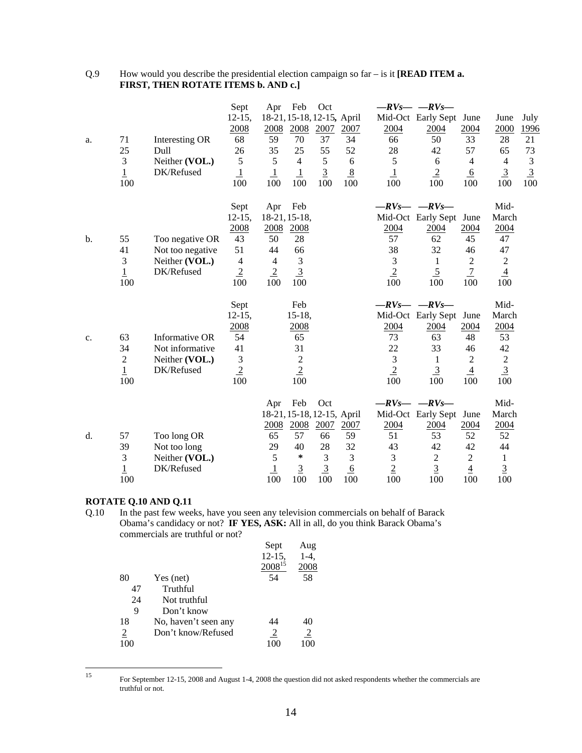Q.9 How would you describe the presidential election campaign so far – is it **[READ ITEM a. FIRST, THEN ROTATE ITEMS b. AND c.]**

| | | | Sept 12-15, 2008 | Apr 18-21, 2008 | Feb 15-18, 2008 | Oct 12-15, 2007 | April 2007 | —RVs— Mid-Oct 2004 | —RVs— Early Sept 2004 | June 2004 | June 2000 | July 1996 |
|---|---|---|---|---|---|---|---|---|---|---|---|---|
| a. | 71 | Interesting OR | 68 | 59 | 70 | 37 | 34 | 66 | 50 | 33 | 28 | 21 |
| | 25 | Dull | 26 | 35 | 25 | 55 | 52 | 28 | 42 | 57 | 65 | 73 |
| | 3 | Neither **(VOL.)** | 5 | 5 | 4 | 5 | 6 | 5 | 6 | 4 | 4 | 3 |
| | 1 | DK/Refused | 1 | 1 | 1 | 3 | 8 | 1 | 2 | 6 | 3 | 3 |
| | 100 | | 100 | 100 | 100 | 100 | 100 | 100 | 100 | 100 | 100 | 100 |

| | | | Sept 12-15, 2008 | Apr 18-21, 2008 | Feb 15-18, 2008 | —RVs— Mid-Oct 2004 | —RVs— Early Sept 2004 | June 2004 | Mid-March 2004 |
|---|---|---|---|---|---|---|---|---|---|
| b. | 55 | Too negative OR | 43 | 50 | 28 | 57 | 62 | 45 | 47 |
| | 41 | Not too negative | 51 | 44 | 66 | 38 | 32 | 46 | 47 |
| | 3 | Neither **(VOL.)** | 4 | 4 | 3 | 3 | 1 | 2 | 2 |
| | 1 | DK/Refused | 2 | 2 | 3 | 2 | 5 | 7 | 4 |
| | 100 | | 100 | 100 | 100 | 100 | 100 | 100 | 100 |

| | | | Sept 12-15, 2008 | Feb 15-18, 2008 | —RVs— Mid-Oct 2004 | —RVs— Early Sept 2004 | June 2004 | Mid-March 2004 |
|---|---|---|---|---|---|---|---|---|
| c. | 63 | Informative OR | 54 | 65 | 73 | 63 | 48 | 53 |
| | 34 | Not informative | 41 | 31 | 22 | 33 | 46 | 42 |
| | 2 | Neither **(VOL.)** | 3 | 2 | 3 | 1 | 2 | 2 |
| | 1 | DK/Refused | 2 | 2 | 2 | 3 | 4 | 3 |
| | 100 | | 100 | 100 | 100 | 100 | 100 | 100 |

| | | | Apr 18-21, 2008 | Feb 15-18, 2008 | Oct 12-15, 2007 | April 2007 | —RVs— Mid-Oct 2004 | —RVs— Early Sept 2004 | June 2004 | Mid-March 2004 |
|---|---|---|---|---|---|---|---|---|---|---|
| d. | 57 | Too long OR | 65 | 57 | 66 | 59 | 51 | 53 | 52 | 52 |
| | 39 | Not too long | 29 | 40 | 28 | 32 | 43 | 42 | 42 | 44 |
| | 3 | Neither **(VOL.)** | 5 | * | 3 | 3 | 3 | 2 | 2 | 1 |
| | 1 | DK/Refused | 1 | 3 | 3 | 6 | 2 | 3 | 4 | 3 |
| | 100 | | 100 | 100 | 100 | 100 | 100 | 100 | 100 | 100 |

**ROTATE Q.10 AND Q.11**

Q.10 In the past few weeks, have you seen any television commercials on behalf of Barack Obama's candidacy or not? **IF YES, ASK:** All in all, do you think Barack Obama's commercials are truthful or not?

| | | Sept 12-15, 2008[15] | Aug 1-4, 2008 |
|---|---|---|---|
| 80 | Yes (net) | 54 | 58 |
| 47 | Truthful | | |
| 24 | Not truthful | | |
| 9 | Don't know | | |
| 18 | No, haven't seen any | 44 | 40 |
| 2 | Don't know/Refused | 2 | 2 |
| 100 | | 100 | 100 |

[15] For September 12-15, 2008 and August 1-4, 2008 the question did not asked respondents whether the commercials are truthful or not.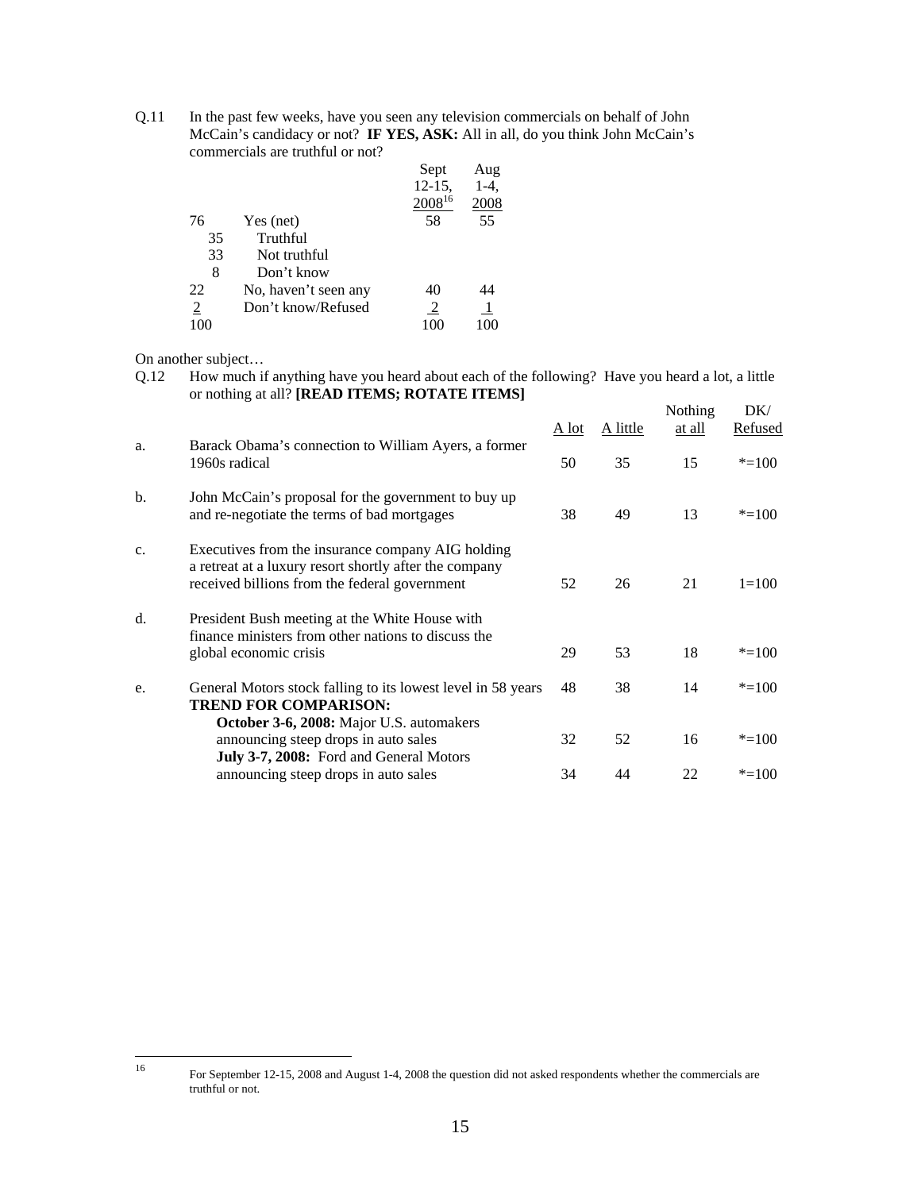Q.11 In the past few weeks, have you seen any television commercials on behalf of John McCain's candidacy or not? **IF YES, ASK:** All in all, do you think John McCain's commercials are truthful or not?

| | | Sept 12-15, 2008[16] | Aug 1-4, 2008 |
|---|---|---|---|
| 76 | Yes (net) | 58 | 55 |
| 35 | Truthful | | |
| 33 | Not truthful | | |
| 8 | Don't know | | |
| 22 | No, haven't seen any | 40 | 44 |
| 2 | Don't know/Refused | 2 | 1 |
| 100 | | 100 | 100 |

On another subject…

Q.12 How much if anything have you heard about each of the following? Have you heard a lot, a little or nothing at all? **[READ ITEMS; ROTATE ITEMS]**

| | | A lot | A little | Nothing at all | DK/ Refused |
|---|---|---|---|---|---|
| a. | Barack Obama's connection to William Ayers, a former 1960s radical | 50 | 35 | 15 | *=100 |
| b. | John McCain's proposal for the government to buy up and re-negotiate the terms of bad mortgages | 38 | 49 | 13 | *=100 |
| c. | Executives from the insurance company AIG holding a retreat at a luxury resort shortly after the company received billions from the federal government | 52 | 26 | 21 | 1=100 |
| d. | President Bush meeting at the White House with finance ministers from other nations to discuss the global economic crisis | 29 | 53 | 18 | *=100 |
| e. | General Motors stock falling to its lowest level in 58 years | 48 | 38 | 14 | *=100 |
| | **TREND FOR COMPARISON:** | | | | |
| | **October 3-6, 2008:** Major U.S. automakers announcing steep drops in auto sales | 32 | 52 | 16 | *=100 |
| | **July 3-7, 2008:** Ford and General Motors announcing steep drops in auto sales | 34 | 44 | 22 | *=100 |

16 For September 12-15, 2008 and August 1-4, 2008 the question did not asked respondents whether the commercials are truthful or not.